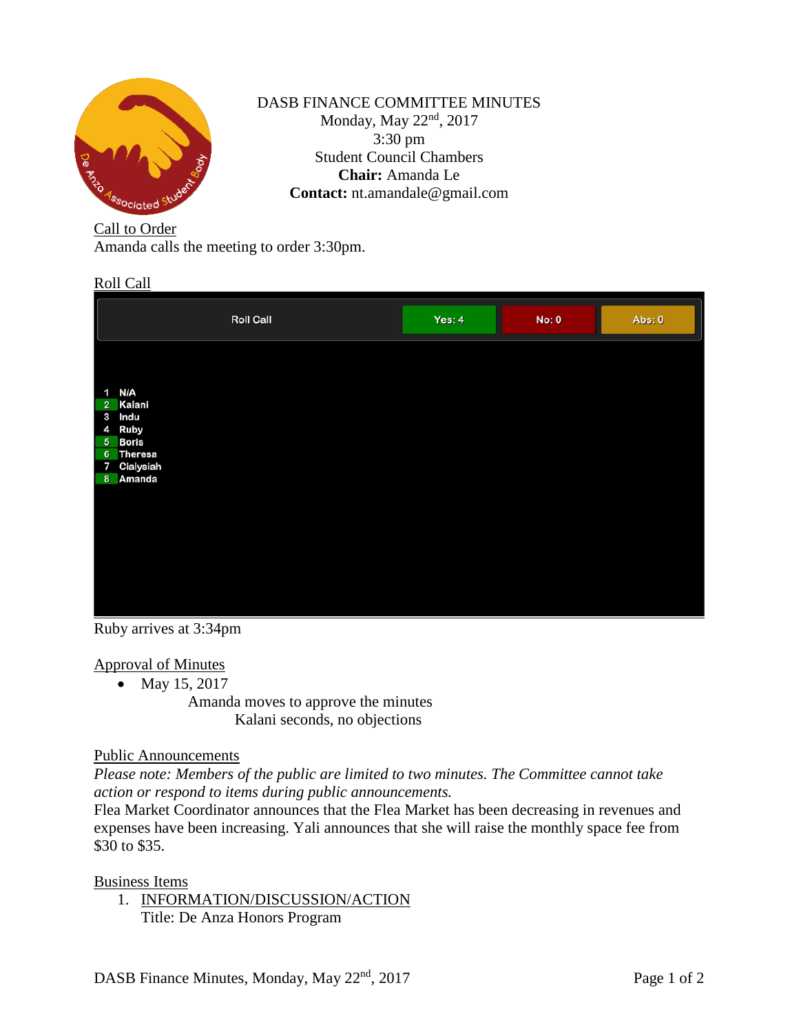DASB FINANCE COMMITTEE MINUTES
Monday, May 22nd, 2017
3:30 pm
Student Council Chambers
**Chair:** Amanda Le
**Contact:** nt.amandale@gmail.com

Call to Order

Amanda calls the meeting to order 3:30pm.

Roll Call

| Roll Call | Yes: 4 | No: 0 | Abs: 0 |
|---|---|---|---|
| 1 N/A | | | |
| 2 Kalani | | | |
| 3 Indu | | | |
| 4 Ruby | | | |
| 5 Boris | | | |
| 6 Theresa | | | |
| 7 Clalysiah | | | |
| 8 Amanda | | | |

Ruby arrives at 3:34pm

Approval of Minutes

- May 15, 2017
  Amanda moves to approve the minutes
  Kalani seconds, no objections

Public Announcements

*Please note: Members of the public are limited to two minutes. The Committee cannot take action or respond to items during public announcements.*

Flea Market Coordinator announces that the Flea Market has been decreasing in revenues and expenses have been increasing. Yali announces that she will raise the monthly space fee from $30 to $35.

Business Items

1. INFORMATION/DISCUSSION/ACTION
   Title: De Anza Honors Program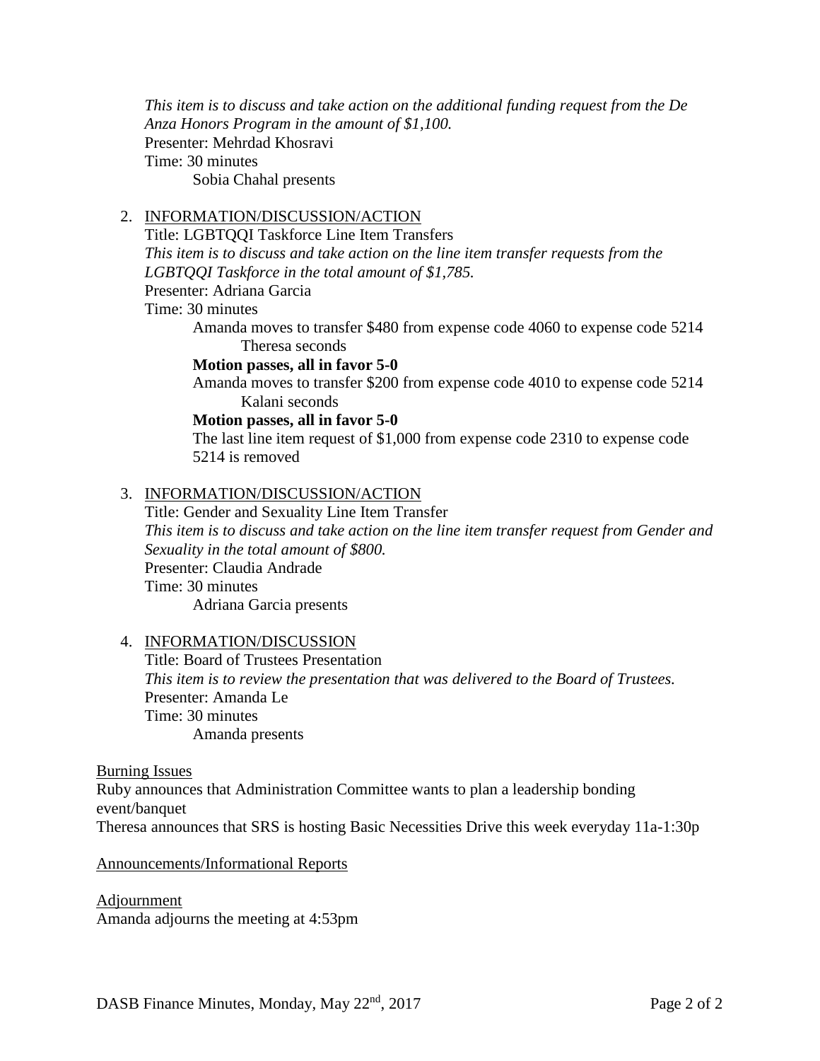*This item is to discuss and take action on the additional funding request from the De Anza Honors Program in the amount of $1,100.*
Presenter: Mehrdad Khosravi
Time: 30 minutes
Sobia Chahal presents

2. INFORMATION/DISCUSSION/ACTION
   Title: LGBTQQI Taskforce Line Item Transfers
   *This item is to discuss and take action on the line item transfer requests from the LGBTQQI Taskforce in the total amount of $1,785.*
   Presenter: Adriana Garcia
   Time: 30 minutes
   Amanda moves to transfer $480 from expense code 4060 to expense code 5214
   Theresa seconds
   **Motion passes, all in favor 5-0**
   Amanda moves to transfer $200 from expense code 4010 to expense code 5214
   Kalani seconds
   **Motion passes, all in favor 5-0**
   The last line item request of $1,000 from expense code 2310 to expense code 5214 is removed

3. INFORMATION/DISCUSSION/ACTION
   Title: Gender and Sexuality Line Item Transfer
   *This item is to discuss and take action on the line item transfer request from Gender and Sexuality in the total amount of $800.*
   Presenter: Claudia Andrade
   Time: 30 minutes
   Adriana Garcia presents

4. INFORMATION/DISCUSSION
   Title: Board of Trustees Presentation
   *This item is to review the presentation that was delivered to the Board of Trustees.*
   Presenter: Amanda Le
   Time: 30 minutes
   Amanda presents

Burning Issues

Ruby announces that Administration Committee wants to plan a leadership bonding event/banquet
Theresa announces that SRS is hosting Basic Necessities Drive this week everyday 11a-1:30p

Announcements/Informational Reports

Adjournment

Amanda adjourns the meeting at 4:53pm